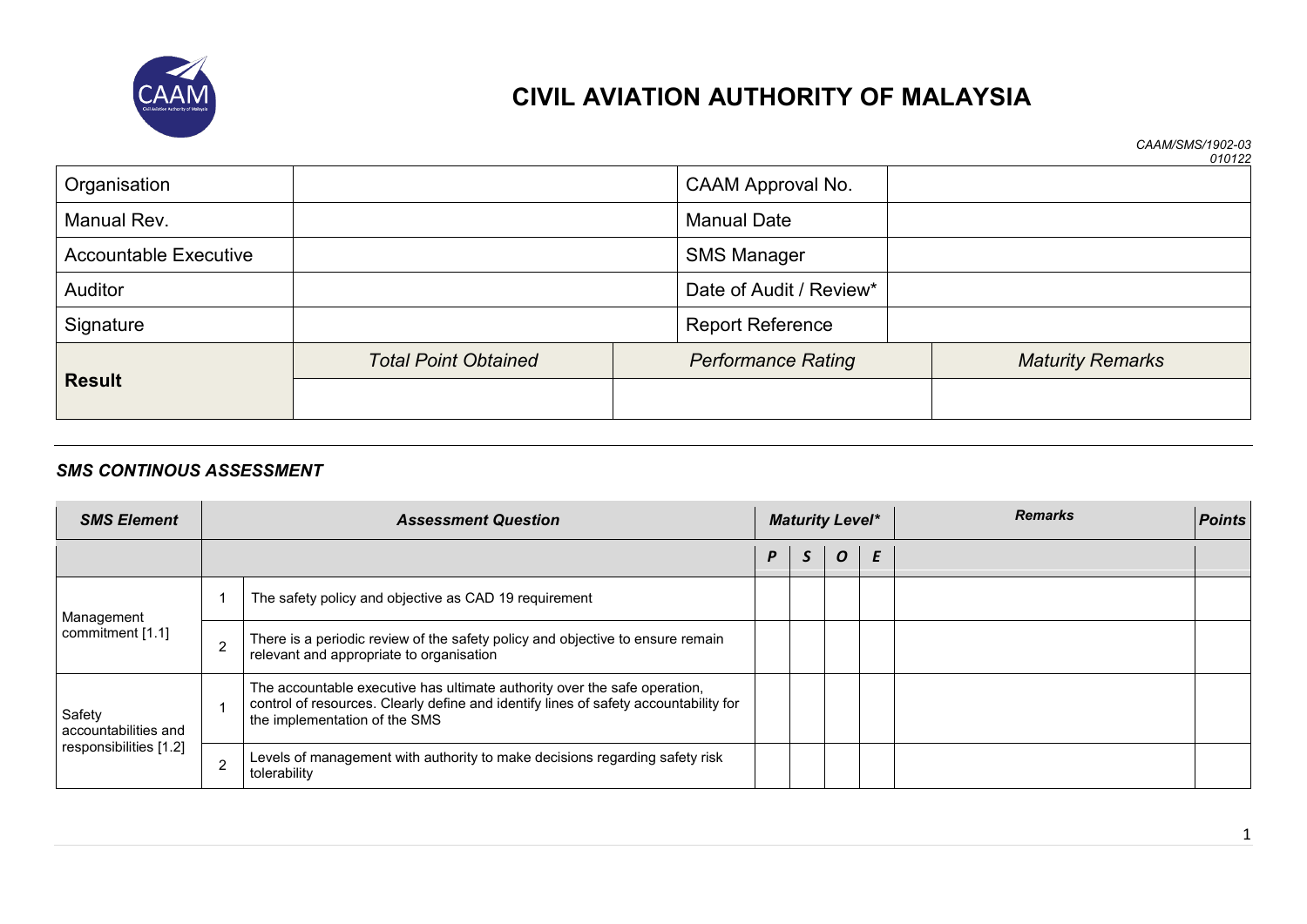# CIVIL AVIATION AUTHORITY OF MALAYSIA

*CAAM/SMS/1902-03*
*010122*

| Organisation | | CAAM Approval No. | |
|---|---|---|---|
| Manual Rev. | | Manual Date | |
| Accountable Executive | | SMS Manager | |
| Auditor | | Date of Audit / Review* | |
| Signature | | Report Reference | |

| **Result** | *Total Point Obtained* | *Performance Rating* | *Maturity Remarks* |
|---|---|---|---|
| | | | |

## *SMS CONTINOUS ASSESSMENT*

| *SMS Element* | | *Assessment Question* | *Maturity Level** | | | | *Remarks* | *Points* |
|---|---|---|---|---|---|---|---|---|
| | | | *P* | *S* | *O* | *E* | | |
| Management commitment [1.1] | 1 | The safety policy and objective as CAD 19 requirement | | | | | | |
| | 2 | There is a periodic review of the safety policy and objective to ensure remain relevant and appropriate to organisation | | | | | | |
| Safety accountabilities and responsibilities [1.2] | 1 | The accountable executive has ultimate authority over the safe operation, control of resources. Clearly define and identify lines of safety accountability for the implementation of the SMS | | | | | | |
| | 2 | Levels of management with authority to make decisions regarding safety risk tolerability | | | | | | |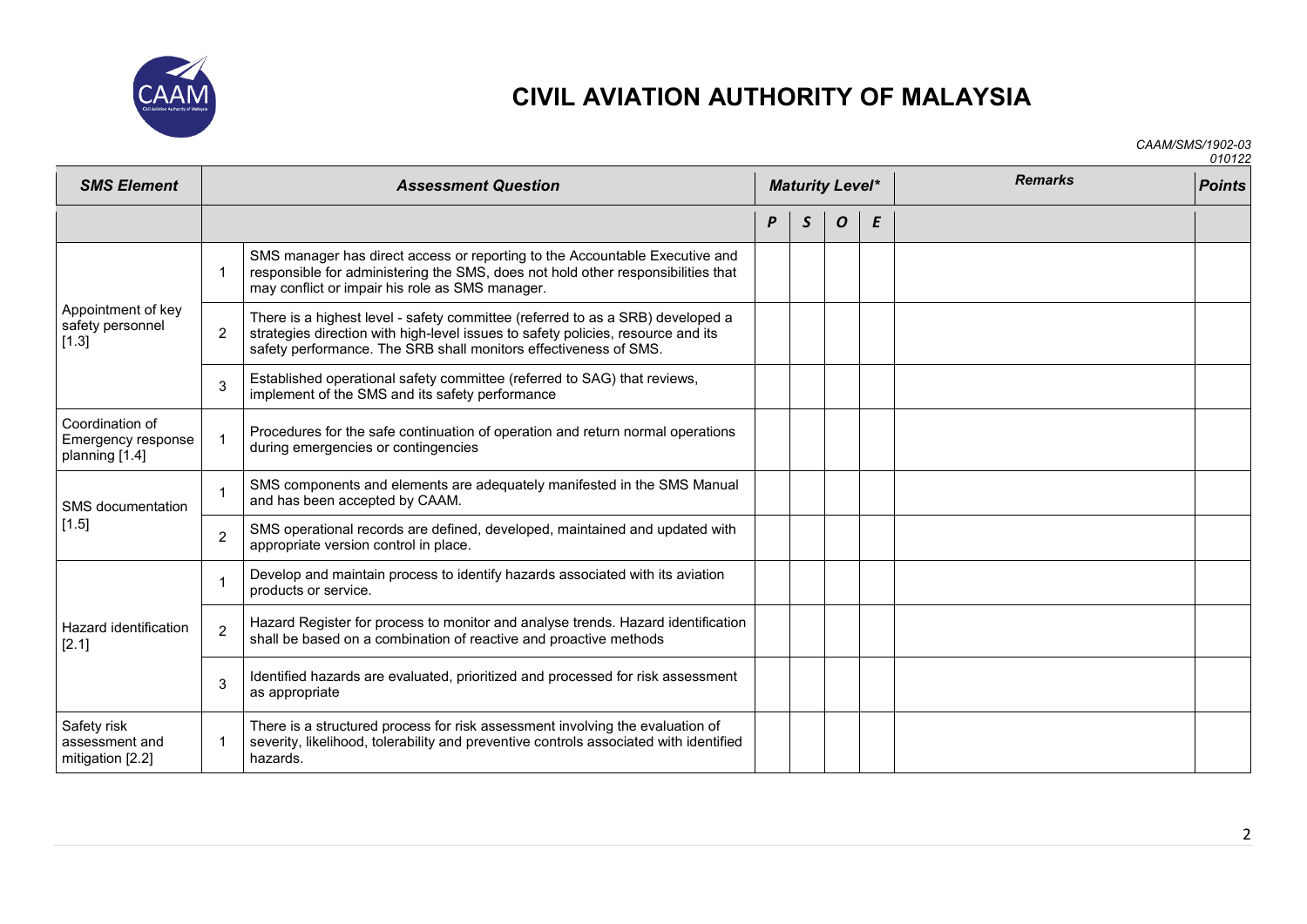# CIVIL AVIATION AUTHORITY OF MALAYSIA

*CAAM/SMS/1902-03*
*010122*

| SMS Element | | Assessment Question | Maturity Level* | | | | Remarks | Points |
|---|---|---|---|---|---|---|---|---|
| | | | P | S | O | E | | |
| Appointment of key safety personnel [1.3] | 1 | SMS manager has direct access or reporting to the Accountable Executive and responsible for administering the SMS, does not hold other responsibilities that may conflict or impair his role as SMS manager. | | | | | | |
| | 2 | There is a highest level - safety committee (referred to as a SRB) developed a strategies direction with high-level issues to safety policies, resource and its safety performance. The SRB shall monitors effectiveness of SMS. | | | | | | |
| | 3 | Established operational safety committee (referred to SAG) that reviews, implement of the SMS and its safety performance | | | | | | |
| Coordination of Emergency response planning [1.4] | 1 | Procedures for the safe continuation of operation and return normal operations during emergencies or contingencies | | | | | | |
| SMS documentation [1.5] | 1 | SMS components and elements are adequately manifested in the SMS Manual and has been accepted by CAAM. | | | | | | |
| | 2 | SMS operational records are defined, developed, maintained and updated with appropriate version control in place. | | | | | | |
| Hazard identification [2.1] | 1 | Develop and maintain process to identify hazards associated with its aviation products or service. | | | | | | |
| | 2 | Hazard Register for process to monitor and analyse trends. Hazard identification shall be based on a combination of reactive and proactive methods | | | | | | |
| | 3 | Identified hazards are evaluated, prioritized and processed for risk assessment as appropriate | | | | | | |
| Safety risk assessment and mitigation [2.2] | 1 | There is a structured process for risk assessment involving the evaluation of severity, likelihood, tolerability and preventive controls associated with identified hazards. | | | | | | |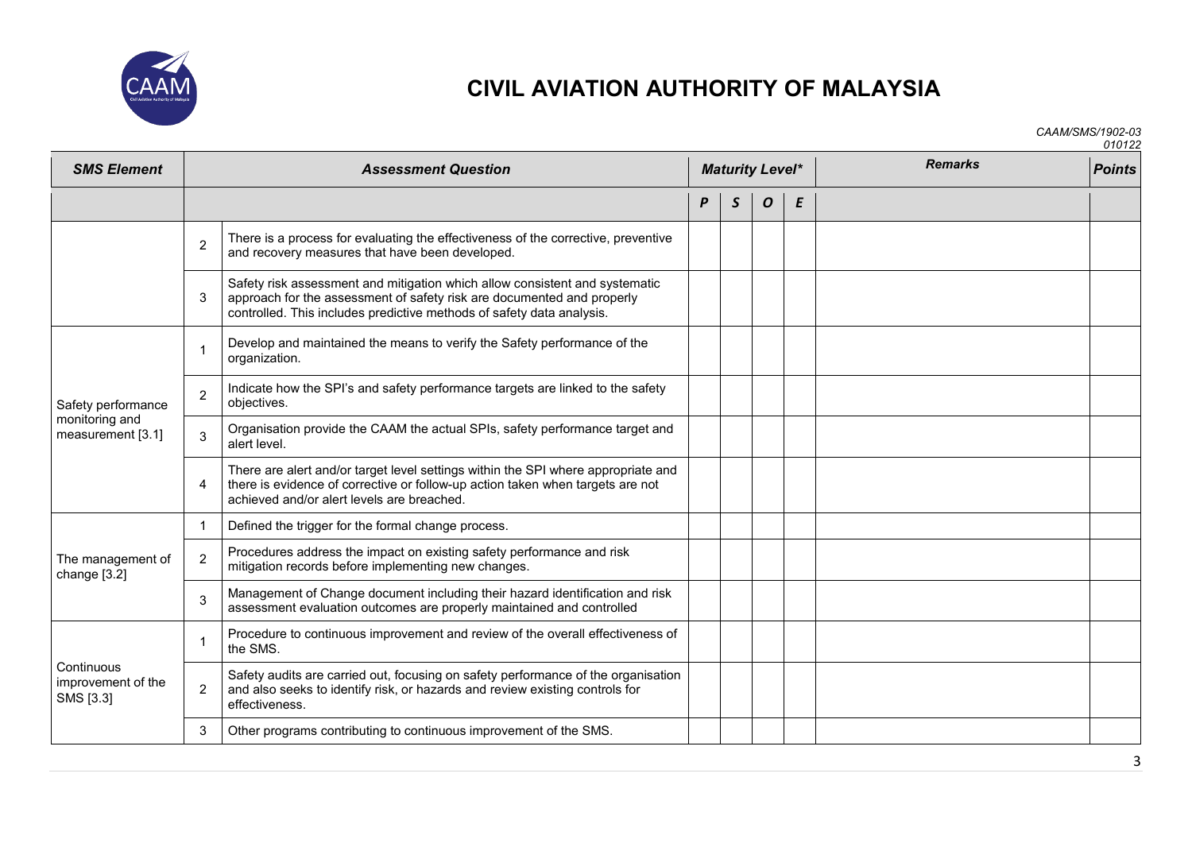# CIVIL AVIATION AUTHORITY OF MALAYSIA

*CAAM/SMS/1902-03*
*010122*

| ***SMS Element*** | ***Assessment Question*** | | ***Maturity Level**** | | | | ***Remarks*** | ***Points*** |
|---|---|---|---|---|---|---|---|---|
| | | | ***P*** | ***S*** | ***O*** | ***E*** | | |
| | 2 | There is a process for evaluating the effectiveness of the corrective, preventive and recovery measures that have been developed. | | | | | | |
| | 3 | Safety risk assessment and mitigation which allow consistent and systematic approach for the assessment of safety risk are documented and properly controlled. This includes predictive methods of safety data analysis. | | | | | | |
| Safety performance monitoring and measurement [3.1] | 1 | Develop and maintained the means to verify the Safety performance of the organization. | | | | | | |
| | 2 | Indicate how the SPI's and safety performance targets are linked to the safety objectives. | | | | | | |
| | 3 | Organisation provide the CAAM the actual SPIs, safety performance target and alert level. | | | | | | |
| | 4 | There are alert and/or target level settings within the SPI where appropriate and there is evidence of corrective or follow-up action taken when targets are not achieved and/or alert levels are breached. | | | | | | |
| The management of change [3.2] | 1 | Defined the trigger for the formal change process. | | | | | | |
| | 2 | Procedures address the impact on existing safety performance and risk mitigation records before implementing new changes. | | | | | | |
| | 3 | Management of Change document including their hazard identification and risk assessment evaluation outcomes are properly maintained and controlled | | | | | | |
| Continuous improvement of the SMS [3.3] | 1 | Procedure to continuous improvement and review of the overall effectiveness of the SMS. | | | | | | |
| | 2 | Safety audits are carried out, focusing on safety performance of the organisation and also seeks to identify risk, or hazards and review existing controls for effectiveness. | | | | | | |
| | 3 | Other programs contributing to continuous improvement of the SMS. | | | | | | |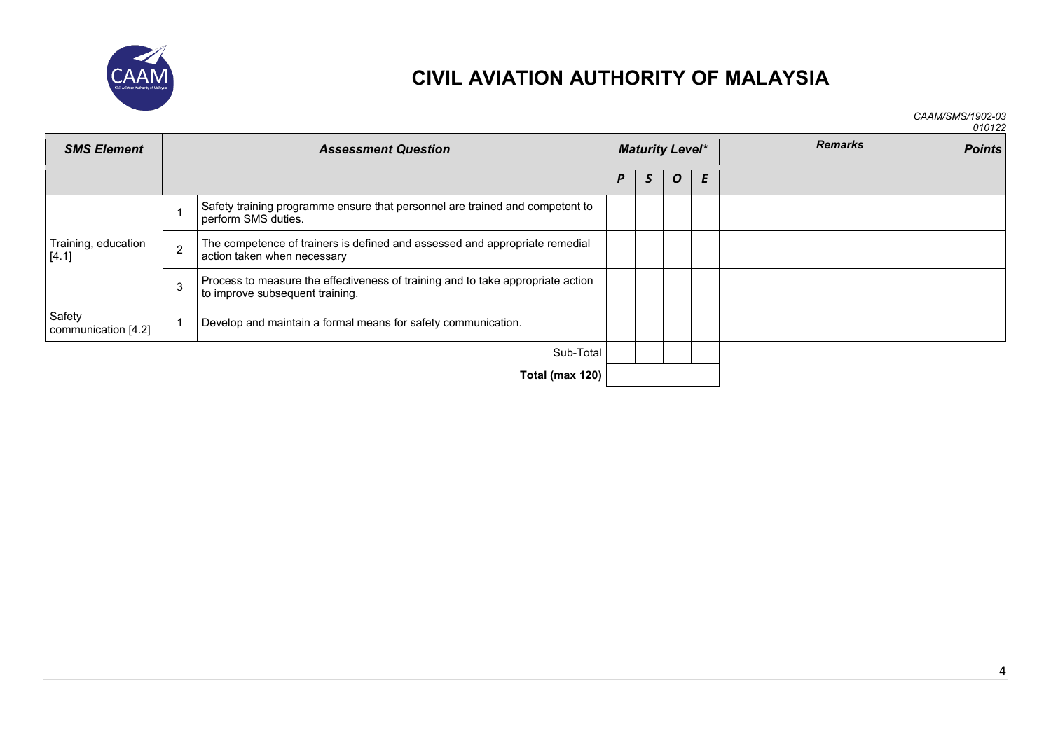# CIVIL AVIATION AUTHORITY OF MALAYSIA

*CAAM/SMS/1902-03*
*010122*

| SMS Element | | Assessment Question | Maturity Level* | | | | Remarks | Points |
|---|---|---|---|---|---|---|---|---|
| | | | *P* | *S* | *O* | *E* | | |
| Training, education [4.1] | 1 | Safety training programme ensure that personnel are trained and competent to perform SMS duties. | | | | | | |
| | 2 | The competence of trainers is defined and assessed and appropriate remedial action taken when necessary | | | | | | |
| | 3 | Process to measure the effectiveness of training and to take appropriate action to improve subsequent training. | | | | | | |
| Safety communication [4.2] | 1 | Develop and maintain a formal means for safety communication. | | | | | | |
| | | Sub-Total | | | | | | |
| | | **Total (max 120)** | | | | | | |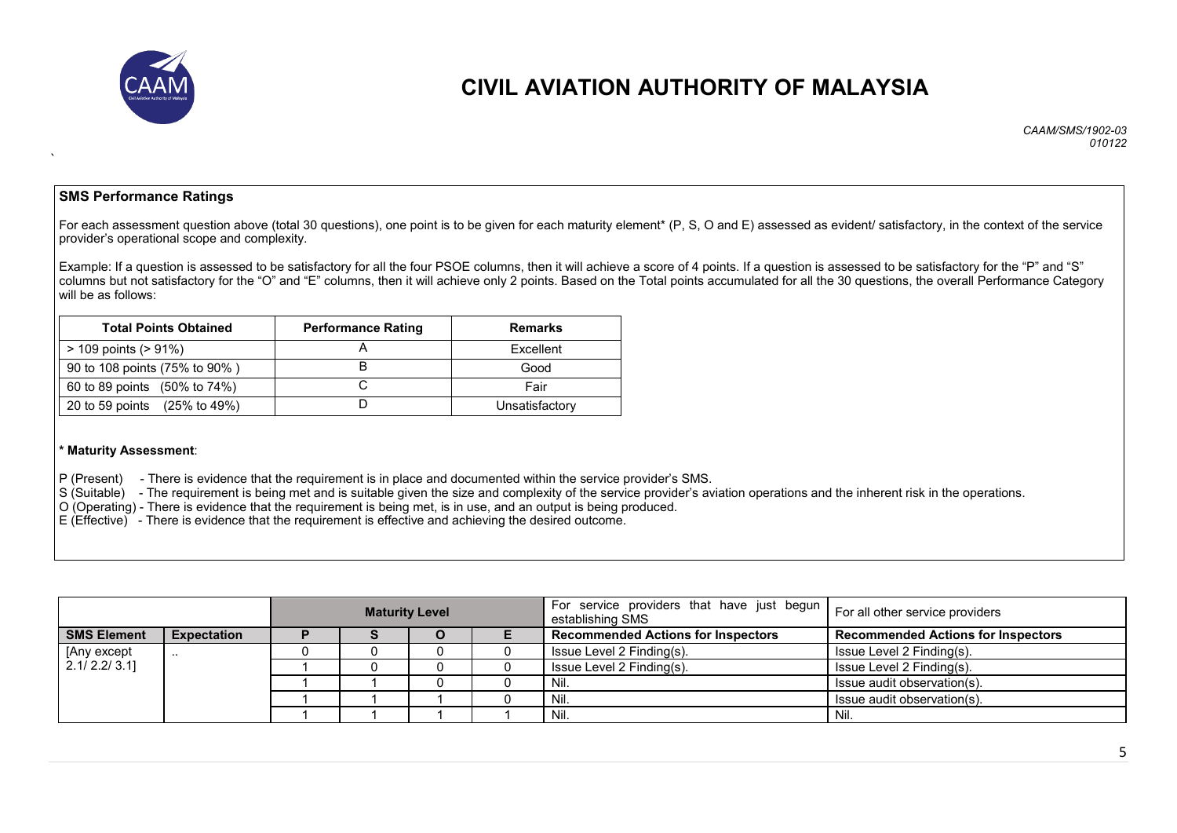## SMS Performance Ratings

For each assessment question above (total 30 questions), one point is to be given for each maturity element* (P, S, O and E) assessed as evident/ satisfactory, in the context of the service provider's operational scope and complexity.

Example: If a question is assessed to be satisfactory for all the four PSOE columns, then it will achieve a score of 4 points. If a question is assessed to be satisfactory for the "P" and "S" columns but not satisfactory for the "O" and "E" columns, then it will achieve only 2 points. Based on the Total points accumulated for all the 30 questions, the overall Performance Category will be as follows:

| Total Points Obtained | Performance Rating | Remarks |
|---|---|---|
| > 109 points (> 91%) | A | Excellent |
| 90 to 108 points (75% to 90% ) | B | Good |
| 60 to 89 points (50% to 74%) | C | Fair |
| 20 to 59 points (25% to 49%) | D | Unsatisfactory |

**\* Maturity Assessment**:

P (Present) - There is evidence that the requirement is in place and documented within the service provider's SMS.
S (Suitable) - The requirement is being met and is suitable given the size and complexity of the service provider's aviation operations and the inherent risk in the operations.
O (Operating) - There is evidence that the requirement is being met, is in use, and an output is being produced.
E (Effective) - There is evidence that the requirement is effective and achieving the desired outcome.

| | | Maturity Level | | | | For service providers that have just begun establishing SMS | For all other service providers |
|---|---|---|---|---|---|---|---|
| **SMS Element** | **Expectation** | **P** | **S** | **O** | **E** | **Recommended Actions for Inspectors** | **Recommended Actions for Inspectors** |
| [Any except 2.1/ 2.2/ 3.1] | .. | 0 | 0 | 0 | 0 | Issue Level 2 Finding(s). | Issue Level 2 Finding(s). |
| | | 1 | 0 | 0 | 0 | Issue Level 2 Finding(s). | Issue Level 2 Finding(s). |
| | | 1 | 1 | 0 | 0 | Nil. | Issue audit observation(s). |
| | | 1 | 1 | 1 | 0 | Nil. | Issue audit observation(s). |
| | | 1 | 1 | 1 | 1 | Nil. | Nil. |